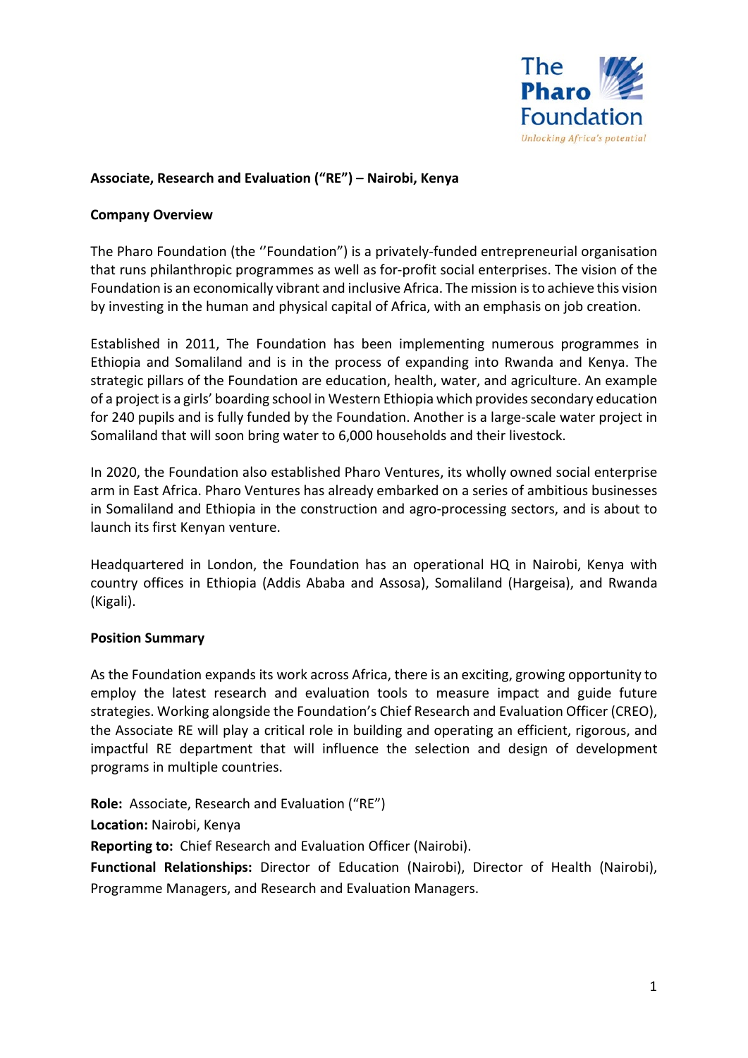# Associate, Research and Evaluation ("RE") – Nairobi, Kenya

## Company Overview

The Pharo Foundation (the ''Foundation") is a privately-funded entrepreneurial organisation that runs philanthropic programmes as well as for-profit social enterprises. The vision of the Foundation is an economically vibrant and inclusive Africa. The mission is to achieve this vision by investing in the human and physical capital of Africa, with an emphasis on job creation.

Established in 2011, The Foundation has been implementing numerous programmes in Ethiopia and Somaliland and is in the process of expanding into Rwanda and Kenya. The strategic pillars of the Foundation are education, health, water, and agriculture. An example of a project is a girls' boarding school in Western Ethiopia which provides secondary education for 240 pupils and is fully funded by the Foundation. Another is a large-scale water project in Somaliland that will soon bring water to 6,000 households and their livestock.

In 2020, the Foundation also established Pharo Ventures, its wholly owned social enterprise arm in East Africa. Pharo Ventures has already embarked on a series of ambitious businesses in Somaliland and Ethiopia in the construction and agro-processing sectors, and is about to launch its first Kenyan venture.

Headquartered in London, the Foundation has an operational HQ in Nairobi, Kenya with country offices in Ethiopia (Addis Ababa and Assosa), Somaliland (Hargeisa), and Rwanda (Kigali).

## Position Summary

As the Foundation expands its work across Africa, there is an exciting, growing opportunity to employ the latest research and evaluation tools to measure impact and guide future strategies. Working alongside the Foundation's Chief Research and Evaluation Officer (CREO), the Associate RE will play a critical role in building and operating an efficient, rigorous, and impactful RE department that will influence the selection and design of development programs in multiple countries.

**Role:** Associate, Research and Evaluation ("RE")

**Location:** Nairobi, Kenya

**Reporting to:** Chief Research and Evaluation Officer (Nairobi).

**Functional Relationships:** Director of Education (Nairobi), Director of Health (Nairobi), Programme Managers, and Research and Evaluation Managers.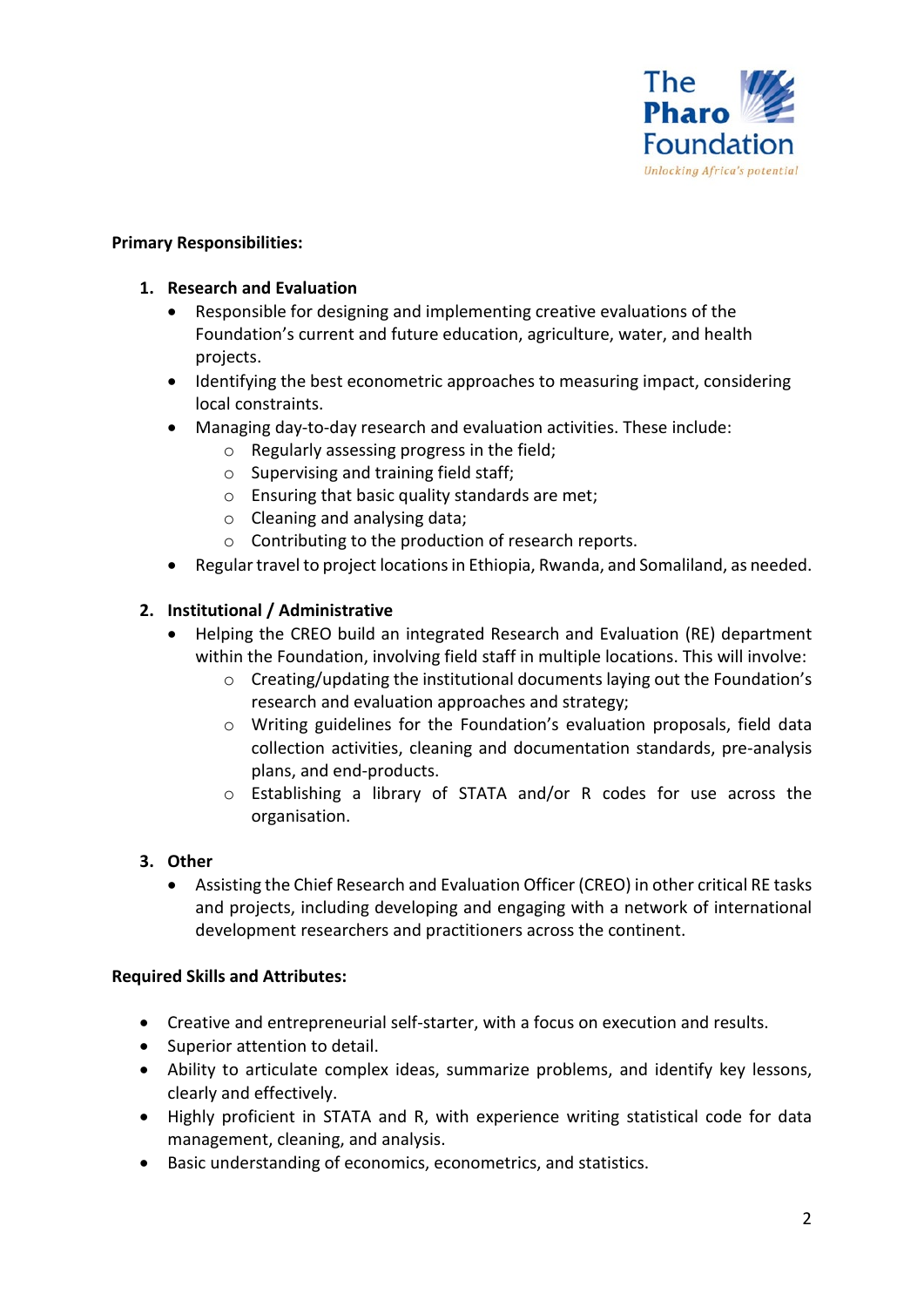**Primary Responsibilities:**

1. **Research and Evaluation**
   - Responsible for designing and implementing creative evaluations of the Foundation's current and future education, agriculture, water, and health projects.
   - Identifying the best econometric approaches to measuring impact, considering local constraints.
   - Managing day-to-day research and evaluation activities. These include:
     - Regularly assessing progress in the field;
     - Supervising and training field staff;
     - Ensuring that basic quality standards are met;
     - Cleaning and analysing data;
     - Contributing to the production of research reports.
   - Regular travel to project locations in Ethiopia, Rwanda, and Somaliland, as needed.

2. **Institutional / Administrative**
   - Helping the CREO build an integrated Research and Evaluation (RE) department within the Foundation, involving field staff in multiple locations. This will involve:
     - Creating/updating the institutional documents laying out the Foundation's research and evaluation approaches and strategy;
     - Writing guidelines for the Foundation's evaluation proposals, field data collection activities, cleaning and documentation standards, pre-analysis plans, and end-products.
     - Establishing a library of STATA and/or R codes for use across the organisation.

3. **Other**
   - Assisting the Chief Research and Evaluation Officer (CREO) in other critical RE tasks and projects, including developing and engaging with a network of international development researchers and practitioners across the continent.

**Required Skills and Attributes:**

- Creative and entrepreneurial self-starter, with a focus on execution and results.
- Superior attention to detail.
- Ability to articulate complex ideas, summarize problems, and identify key lessons, clearly and effectively.
- Highly proficient in STATA and R, with experience writing statistical code for data management, cleaning, and analysis.
- Basic understanding of economics, econometrics, and statistics.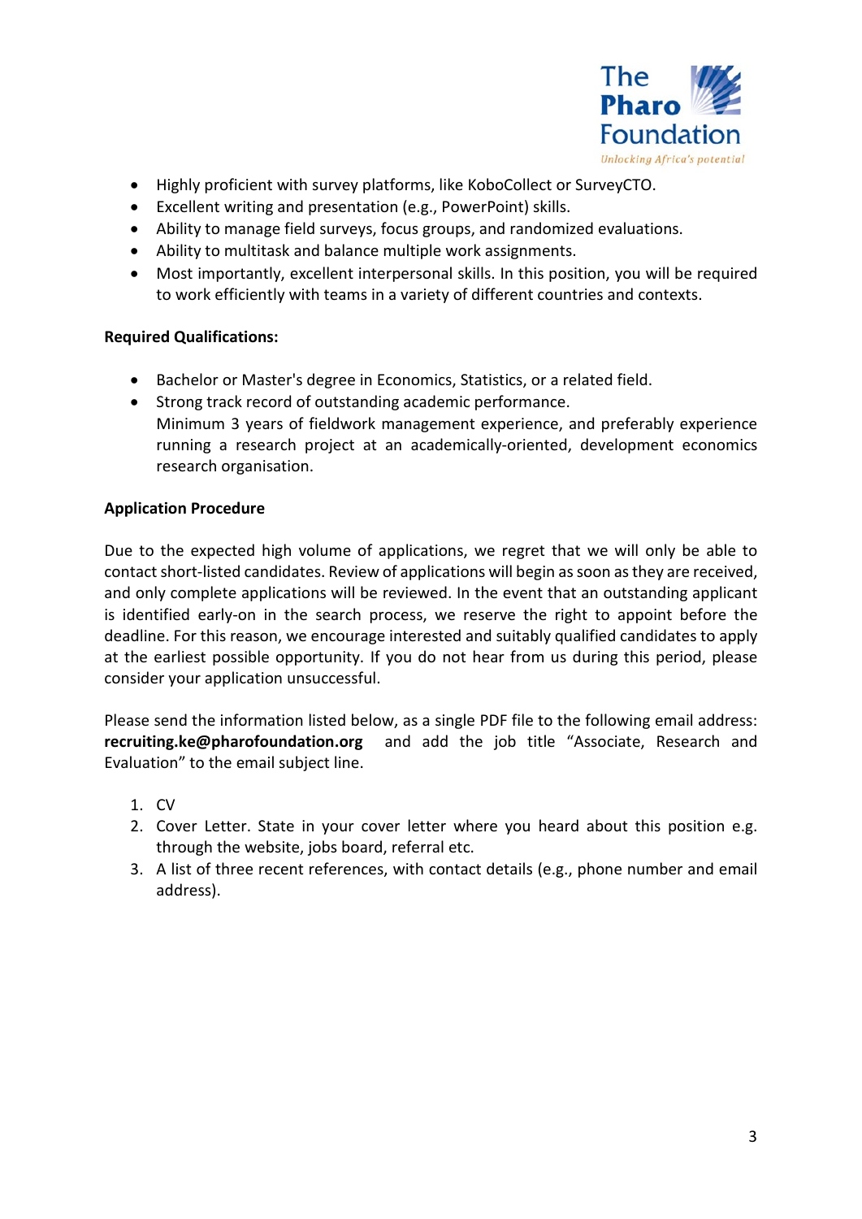- Highly proficient with survey platforms, like KoboCollect or SurveyCTO.
- Excellent writing and presentation (e.g., PowerPoint) skills.
- Ability to manage field surveys, focus groups, and randomized evaluations.
- Ability to multitask and balance multiple work assignments.
- Most importantly, excellent interpersonal skills. In this position, you will be required to work efficiently with teams in a variety of different countries and contexts.

**Required Qualifications:**

- Bachelor or Master's degree in Economics, Statistics, or a related field.
- Strong track record of outstanding academic performance.
  Minimum 3 years of fieldwork management experience, and preferably experience running a research project at an academically-oriented, development economics research organisation.

**Application Procedure**

Due to the expected high volume of applications, we regret that we will only be able to contact short-listed candidates. Review of applications will begin as soon as they are received, and only complete applications will be reviewed. In the event that an outstanding applicant is identified early-on in the search process, we reserve the right to appoint before the deadline. For this reason, we encourage interested and suitably qualified candidates to apply at the earliest possible opportunity. If you do not hear from us during this period, please consider your application unsuccessful.

Please send the information listed below, as a single PDF file to the following email address: **recruiting.ke@pharofoundation.org** and add the job title "Associate, Research and Evaluation" to the email subject line.

1. CV
2. Cover Letter. State in your cover letter where you heard about this position e.g. through the website, jobs board, referral etc.
3. A list of three recent references, with contact details (e.g., phone number and email address).